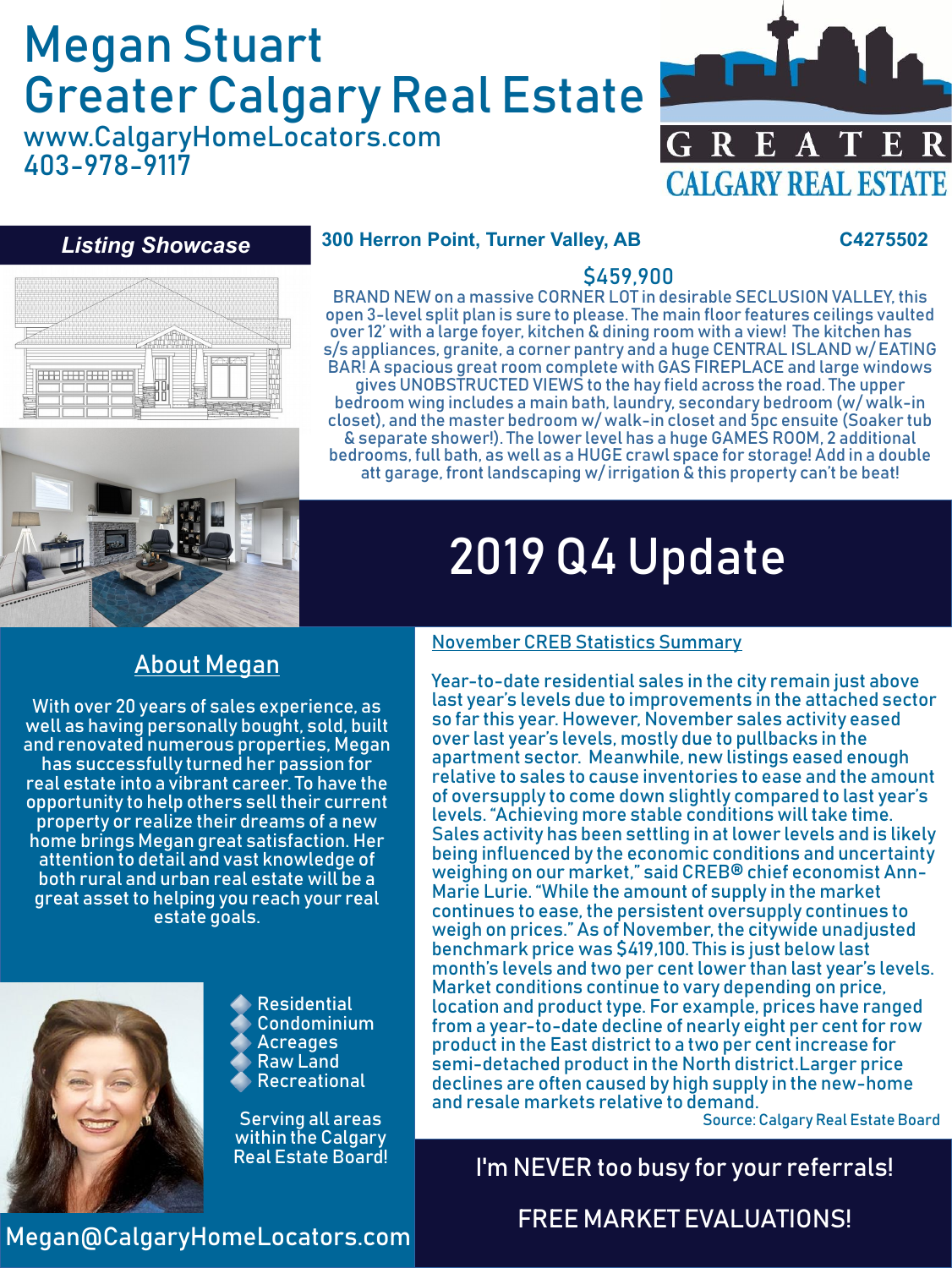# Megan Stuart

# Greater Calgary Real Estate

www.CalgaryHomeLocators.com

403-978-9117

GREATER CALGARY REAL ESTATE

## *Listing Showcase*

**300 Herron Point, Turner Valley, AB** **C4275502**

$459,900

BRAND NEW on a massive CORNER LOT in desirable SECLUSION VALLEY, this open 3-level split plan is sure to please. The main floor features ceilings vaulted over 12' with a large foyer, kitchen & dining room with a view! The kitchen has s/s appliances, granite, a corner pantry and a huge CENTRAL ISLAND w/ EATING BAR! A spacious great room complete with GAS FIREPLACE and large windows gives UNOBSTRUCTED VIEWS to the hay field across the road. The upper bedroom wing includes a main bath, laundry, secondary bedroom (w/ walk-in closet), and the master bedroom w/ walk-in closet and 5pc ensuite (Soaker tub & separate shower!). The lower level has a huge GAMES ROOM, 2 additional bedrooms, full bath, as well as a HUGE crawl space for storage! Add in a double att garage, front landscaping w/ irrigation & this property can't be beat!

# 2019 Q4 Update

## About Megan

With over 20 years of sales experience, as well as having personally bought, sold, built and renovated numerous properties, Megan has successfully turned her passion for real estate into a vibrant career. To have the opportunity to help others sell their current property or realize their dreams of a new home brings Megan great satisfaction. Her attention to detail and vast knowledge of both rural and urban real estate will be a great asset to helping you reach your real estate goals.

- Residential
- Condominium
- Acreages
- Raw Land
- Recreational

Serving all areas within the Calgary Real Estate Board!

Megan@CalgaryHomeLocators.com

## November CREB Statistics Summary

Year-to-date residential sales in the city remain just above last year's levels due to improvements in the attached sector so far this year. However, November sales activity eased over last year's levels, mostly due to pullbacks in the apartment sector. Meanwhile, new listings eased enough relative to sales to cause inventories to ease and the amount of oversupply to come down slightly compared to last year's levels. "Achieving more stable conditions will take time. Sales activity has been settling in at lower levels and is likely being influenced by the economic conditions and uncertainty weighing on our market," said CREB® chief economist Ann-Marie Lurie. "While the amount of supply in the market continues to ease, the persistent oversupply continues to weigh on prices." As of November, the citywide unadjusted benchmark price was $419,100. This is just below last month's levels and two per cent lower than last year's levels. Market conditions continue to vary depending on price, location and product type. For example, prices have ranged from a year-to-date decline of nearly eight per cent for row product in the East district to a two per cent increase for semi-detached product in the North district.Larger price declines are often caused by high supply in the new-home and resale markets relative to demand.

Source: Calgary Real Estate Board

I'm NEVER too busy for your referrals!

FREE MARKET EVALUATIONS!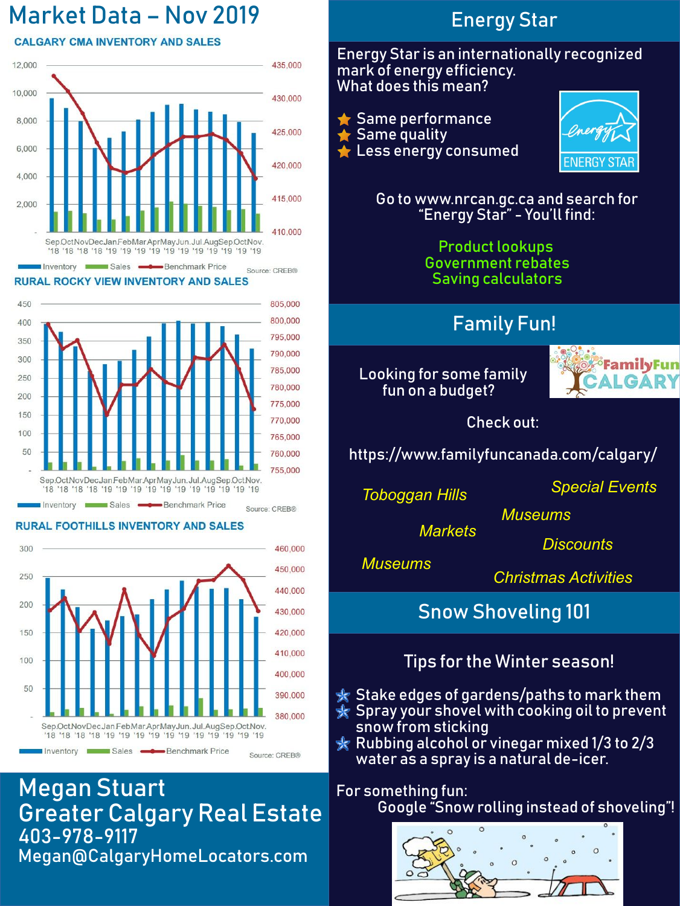# Market Data – Nov 2019

## CALGARY CMA INVENTORY AND SALES

12,000
10,000
8,000
6,000
4,000
2,000
-

435,000
430,000
425,000
420,000
415,000
410,000

Sep. '18 Oct. '18 Nov. '18 Dec. '18 Jan. '19 Feb. '19 Mar. '19 Apr. '19 May. '19 Jun. '19 Jul. '19 Aug. '19 Sep. '19 Oct. '19 Nov. '19

Inventory  Sales  Benchmark Price

Source: CREB®

## RURAL ROCKY VIEW INVENTORY AND SALES

450
400
350
300
250
200
150
100
50
-

805,000
800,000
795,000
790,000
785,000
780,000
775,000
770,000
765,000
760,000
755,000

Sep. '18 Oct. '18 Nov. '18 Dec. '18 Jan. '19 Feb. '19 Mar. '19 Apr. '19 May. '19 Jun. '19 Jul. '19 Aug. '19 Sep. '19 Oct. '19 Nov. '19

Inventory  Sales  Benchmark Price

Source: CREB®

## RURAL FOOTHILLS INVENTORY AND SALES

300
250
200
150
100
50
-

460,000
450,000
440,000
430,000
420,000
410,000
400,000
390,000
380,000

Sep. '18 Oct. '18 Nov. '18 Dec. '18 Jan. '19 Feb. '19 Mar. '19 Apr. '19 May. '19 Jun. '19 Jul. '19 Aug. '19 Sep. '19 Oct. '19 Nov. '19

Inventory  Sales  Benchmark Price

Source: CREB®

## Megan Stuart
## Greater Calgary Real Estate
403-978-9117
Megan@CalgaryHomeLocators.com

## Energy Star

Energy Star is an internationally recognized mark of energy efficiency.
What does this mean?

- Same performance
- Same quality
- Less energy consumed

ENERGY STAR

Go to www.nrcan.gc.ca and search for "Energy Star" - You'll find:

Product lookups
Government rebates
Saving calculators

## Family Fun!

Looking for some family fun on a budget?

FamilyFun CALGARY

Check out:

https://www.familyfuncanada.com/calgary/

*Toboggan Hills*
*Special Events*
*Museums*
*Markets*
*Discounts*
*Museums*
*Christmas Activities*

## Snow Shoveling 101

### Tips for the Winter season!

- Stake edges of gardens/paths to mark them
- Spray your shovel with cooking oil to prevent snow from sticking
- Rubbing alcohol or vinegar mixed 1/3 to 2/3 water as a spray is a natural de-icer.

For something fun:
Google "Snow rolling instead of shoveling"!